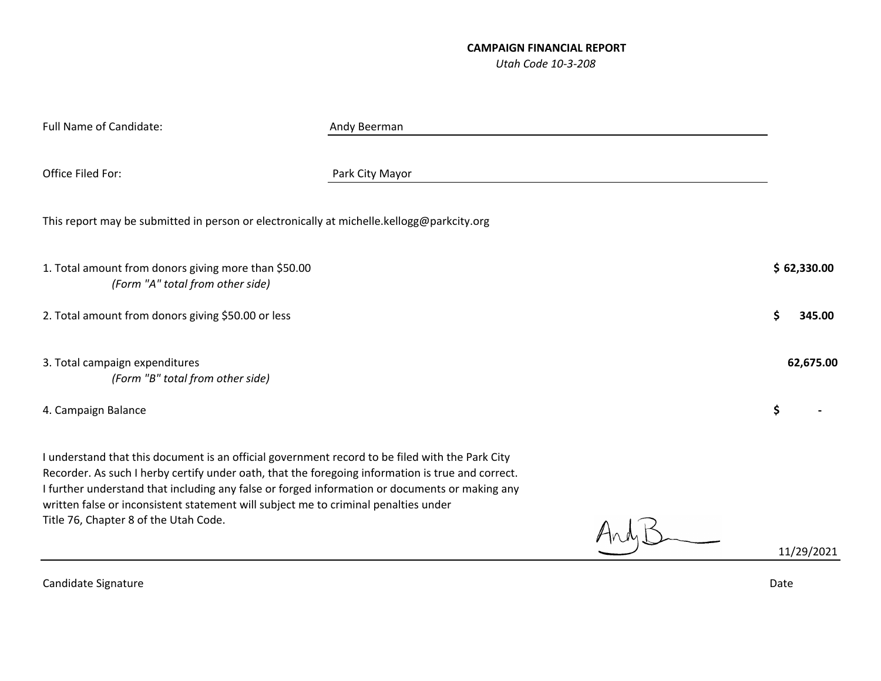**CAMPAIGN FINANCIAL REPORT**

*Utah Code 10-3-208*

Full Name of Candidate: Andy Beerman

Office Filed For: Park City Mayor

This report may be submitted in person or electronically at michelle.kellogg@parkcity.org

| | |
|---|---|
| 1. Total amount from donors giving more than $50.00 *(Form "A" total from other side)* | **$ 62,330.00** |
| 2. Total amount from donors giving $50.00 or less | **$ 345.00** |
| 3. Total campaign expenditures *(Form "B" total from other side)* | **62,675.00** |
| 4. Campaign Balance | **$ -** |

I understand that this document is an official government record to be filed with the Park City Recorder. As such I herby certify under oath, that the foregoing information is true and correct. I further understand that including any false or forged information or documents or making any written false or inconsistent statement will subject me to criminal penalties under Title 76, Chapter 8 of the Utah Code.

Andy B

Candidate Signature

11/29/2021

Date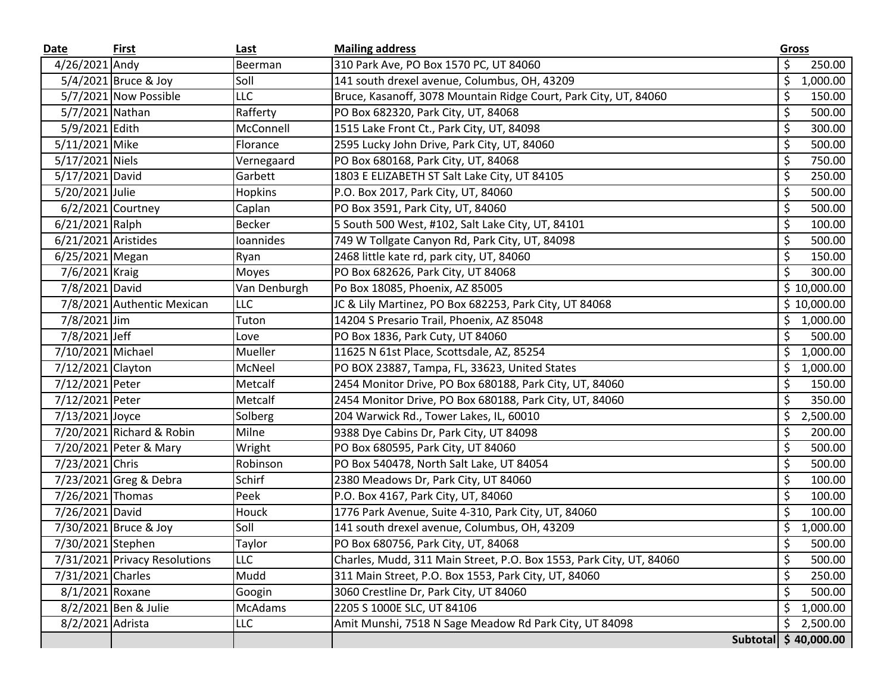| Date | First | Last | Mailing address | Gross |
|---|---|---|---|---|
| 4/26/2021 | Andy | Beerman | 310 Park Ave, PO Box 1570 PC, UT 84060 | $ 250.00 |
| 5/4/2021 | Bruce & Joy | Soll | 141 south drexel avenue, Columbus, OH, 43209 | $ 1,000.00 |
| 5/7/2021 | Now Possible | LLC | Bruce, Kasanoff, 3078 Mountain Ridge Court, Park City, UT, 84060 | $ 150.00 |
| 5/7/2021 | Nathan | Rafferty | PO Box 682320, Park City, UT, 84068 | $ 500.00 |
| 5/9/2021 | Edith | McConnell | 1515 Lake Front Ct., Park City, UT, 84098 | $ 300.00 |
| 5/11/2021 | Mike | Florance | 2595 Lucky John Drive, Park City, UT, 84060 | $ 500.00 |
| 5/17/2021 | Niels | Vernegaard | PO Box 680168, Park City, UT, 84068 | $ 750.00 |
| 5/17/2021 | David | Garbett | 1803 E ELIZABETH ST Salt Lake City, UT 84105 | $ 250.00 |
| 5/20/2021 | Julie | Hopkins | P.O. Box 2017, Park City, UT, 84060 | $ 500.00 |
| 6/2/2021 | Courtney | Caplan | PO Box 3591, Park City, UT, 84060 | $ 500.00 |
| 6/21/2021 | Ralph | Becker | 5 South 500 West, #102, Salt Lake City, UT, 84101 | $ 100.00 |
| 6/21/2021 | Aristides | Ioannides | 749 W Tollgate Canyon Rd, Park City, UT, 84098 | $ 500.00 |
| 6/25/2021 | Megan | Ryan | 2468 little kate rd, park city, UT, 84060 | $ 150.00 |
| 7/6/2021 | Kraig | Moyes | PO Box 682626, Park City, UT 84068 | $ 300.00 |
| 7/8/2021 | David | Van Denburgh | Po Box 18085, Phoenix, AZ 85005 | $ 10,000.00 |
| 7/8/2021 | Authentic Mexican | LLC | JC & Lily Martinez, PO Box 682253, Park City, UT 84068 | $ 10,000.00 |
| 7/8/2021 | Jim | Tuton | 14204 S Presario Trail, Phoenix, AZ 85048 | $ 1,000.00 |
| 7/8/2021 | Jeff | Love | PO Box 1836, Park Cuty, UT 84060 | $ 500.00 |
| 7/10/2021 | Michael | Mueller | 11625 N 61st Place, Scottsdale, AZ, 85254 | $ 1,000.00 |
| 7/12/2021 | Clayton | McNeel | PO BOX 23887, Tampa, FL, 33623, United States | $ 1,000.00 |
| 7/12/2021 | Peter | Metcalf | 2454 Monitor Drive, PO Box 680188, Park City, UT, 84060 | $ 150.00 |
| 7/12/2021 | Peter | Metcalf | 2454 Monitor Drive, PO Box 680188, Park City, UT, 84060 | $ 350.00 |
| 7/13/2021 | Joyce | Solberg | 204 Warwick Rd., Tower Lakes, IL, 60010 | $ 2,500.00 |
| 7/20/2021 | Richard & Robin | Milne | 9388 Dye Cabins Dr, Park City, UT 84098 | $ 200.00 |
| 7/20/2021 | Peter & Mary | Wright | PO Box 680595, Park City, UT 84060 | $ 500.00 |
| 7/23/2021 | Chris | Robinson | PO Box 540478, North Salt Lake, UT 84054 | $ 500.00 |
| 7/23/2021 | Greg & Debra | Schirf | 2380 Meadows Dr, Park City, UT 84060 | $ 100.00 |
| 7/26/2021 | Thomas | Peek | P.O. Box 4167, Park City, UT, 84060 | $ 100.00 |
| 7/26/2021 | David | Houck | 1776 Park Avenue, Suite 4-310, Park City, UT, 84060 | $ 100.00 |
| 7/30/2021 | Bruce & Joy | Soll | 141 south drexel avenue, Columbus, OH, 43209 | $ 1,000.00 |
| 7/30/2021 | Stephen | Taylor | PO Box 680756, Park City, UT, 84068 | $ 500.00 |
| 7/31/2021 | Privacy Resolutions | LLC | Charles, Mudd, 311 Main Street, P.O. Box 1553, Park City, UT, 84060 | $ 500.00 |
| 7/31/2021 | Charles | Mudd | 311 Main Street, P.O. Box 1553, Park City, UT, 84060 | $ 250.00 |
| 8/1/2021 | Roxane | Googin | 3060 Crestline Dr, Park City, UT 84060 | $ 500.00 |
| 8/2/2021 | Ben & Julie | McAdams | 2205 S 1000E SLC, UT 84106 | $ 1,000.00 |
| 8/2/2021 | Adrista | LLC | Amit Munshi, 7518 N Sage Meadow Rd Park City, UT 84098 | $ 2,500.00 |
| | | | **Subtotal** | **$ 40,000.00** |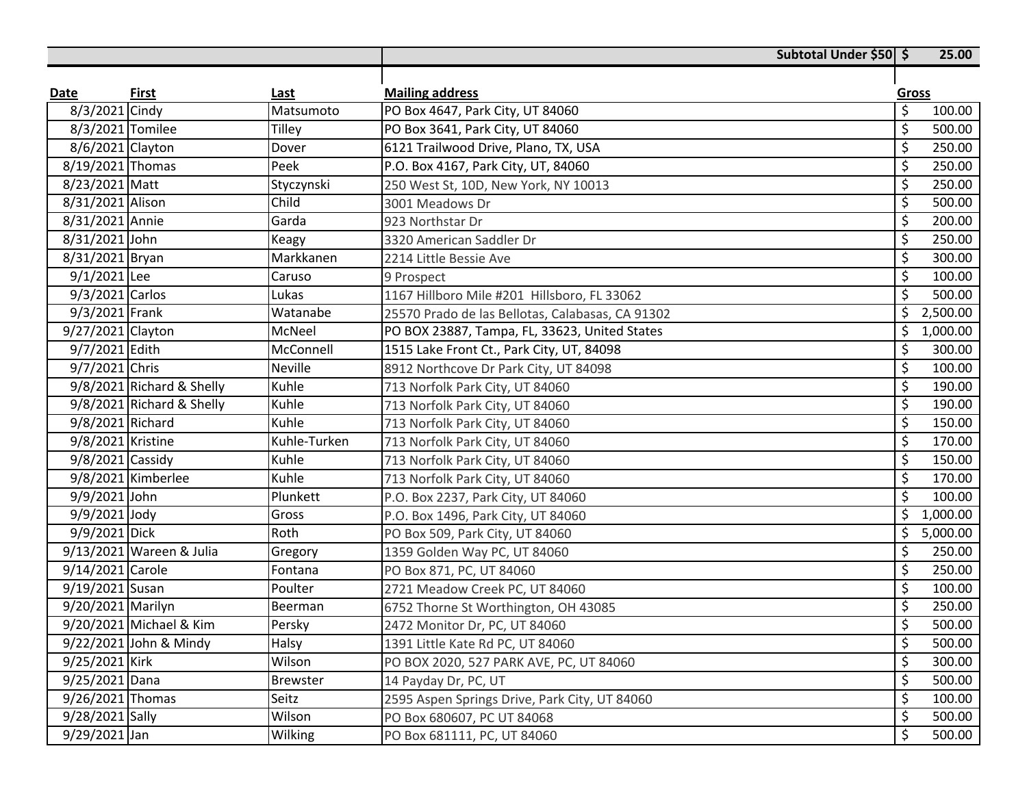| | | | Subtotal Under $50 | $ 25.00 |
|---|---|---|---|---|
| **Date** | **First** | **Last** | **Mailing address** | **Gross** |
| 8/3/2021 | Cindy | Matsumoto | PO Box 4647, Park City, UT 84060 | $ 100.00 |
| 8/3/2021 | Tomilee | Tilley | PO Box 3641, Park City, UT 84060 | $ 500.00 |
| 8/6/2021 | Clayton | Dover | 6121 Trailwood Drive, Plano, TX, USA | $ 250.00 |
| 8/19/2021 | Thomas | Peek | P.O. Box 4167, Park City, UT, 84060 | $ 250.00 |
| 8/23/2021 | Matt | Styczynski | 250 West St, 10D, New York, NY 10013 | $ 250.00 |
| 8/31/2021 | Alison | Child | 3001 Meadows Dr | $ 500.00 |
| 8/31/2021 | Annie | Garda | 923 Northstar Dr | $ 200.00 |
| 8/31/2021 | John | Keagy | 3320 American Saddler Dr | $ 250.00 |
| 8/31/2021 | Bryan | Markkanen | 2214 Little Bessie Ave | $ 300.00 |
| 9/1/2021 | Lee | Caruso | 9 Prospect | $ 100.00 |
| 9/3/2021 | Carlos | Lukas | 1167 Hillboro Mile #201 Hillsboro, FL 33062 | $ 500.00 |
| 9/3/2021 | Frank | Watanabe | 25570 Prado de las Bellotas, Calabasas, CA 91302 | $ 2,500.00 |
| 9/27/2021 | Clayton | McNeel | PO BOX 23887, Tampa, FL, 33623, United States | $ 1,000.00 |
| 9/7/2021 | Edith | McConnell | 1515 Lake Front Ct., Park City, UT, 84098 | $ 300.00 |
| 9/7/2021 | Chris | Neville | 8912 Northcove Dr Park City, UT 84098 | $ 100.00 |
| 9/8/2021 | Richard & Shelly | Kuhle | 713 Norfolk Park City, UT 84060 | $ 190.00 |
| 9/8/2021 | Richard & Shelly | Kuhle | 713 Norfolk Park City, UT 84060 | $ 190.00 |
| 9/8/2021 | Richard | Kuhle | 713 Norfolk Park City, UT 84060 | $ 150.00 |
| 9/8/2021 | Kristine | Kuhle-Turken | 713 Norfolk Park City, UT 84060 | $ 170.00 |
| 9/8/2021 | Cassidy | Kuhle | 713 Norfolk Park City, UT 84060 | $ 150.00 |
| 9/8/2021 | Kimberlee | Kuhle | 713 Norfolk Park City, UT 84060 | $ 170.00 |
| 9/9/2021 | John | Plunkett | P.O. Box 2237, Park City, UT 84060 | $ 100.00 |
| 9/9/2021 | Jody | Gross | P.O. Box 1496, Park City, UT 84060 | $ 1,000.00 |
| 9/9/2021 | Dick | Roth | PO Box 509, Park City, UT 84060 | $ 5,000.00 |
| 9/13/2021 | Wareen & Julia | Gregory | 1359 Golden Way PC, UT 84060 | $ 250.00 |
| 9/14/2021 | Carole | Fontana | PO Box 871, PC, UT 84060 | $ 250.00 |
| 9/19/2021 | Susan | Poulter | 2721 Meadow Creek PC, UT 84060 | $ 100.00 |
| 9/20/2021 | Marilyn | Beerman | 6752 Thorne St Worthington, OH 43085 | $ 250.00 |
| 9/20/2021 | Michael & Kim | Persky | 2472 Monitor Dr, PC, UT 84060 | $ 500.00 |
| 9/22/2021 | John & Mindy | Halsy | 1391 Little Kate Rd PC, UT 84060 | $ 500.00 |
| 9/25/2021 | Kirk | Wilson | PO BOX 2020, 527 PARK AVE, PC, UT 84060 | $ 300.00 |
| 9/25/2021 | Dana | Brewster | 14 Payday Dr, PC, UT | $ 500.00 |
| 9/26/2021 | Thomas | Seitz | 2595 Aspen Springs Drive, Park City, UT 84060 | $ 100.00 |
| 9/28/2021 | Sally | Wilson | PO Box 680607, PC UT 84068 | $ 500.00 |
| 9/29/2021 | Jan | Wilking | PO Box 681111, PC, UT 84060 | $ 500.00 |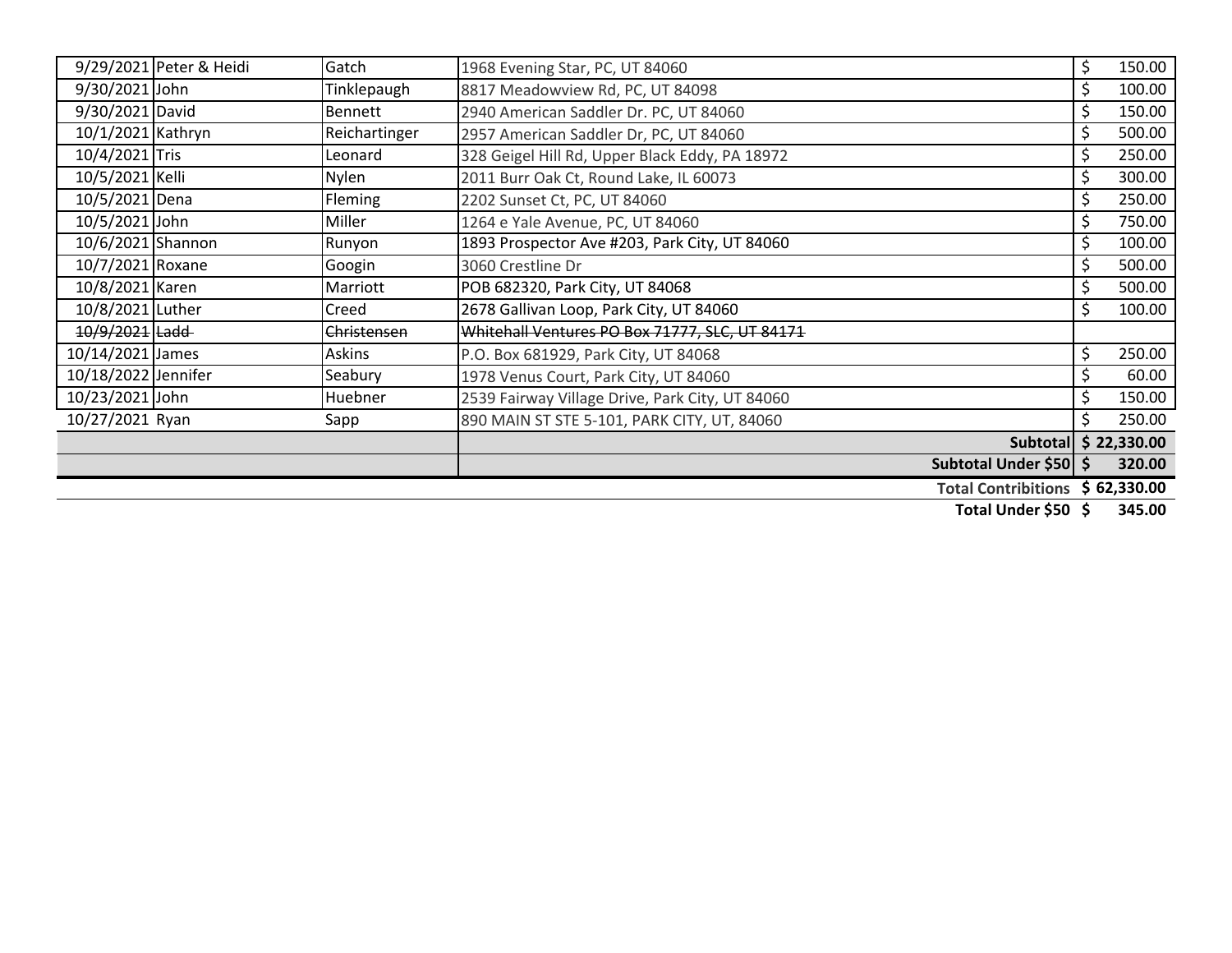| | | | | |
|---|---|---|---|---|
| 9/29/2021 | Peter & Heidi | Gatch | 1968 Evening Star, PC, UT 84060 | $ 150.00 |
| 9/30/2021 | John | Tinklepaugh | 8817 Meadowview Rd, PC, UT 84098 | $ 100.00 |
| 9/30/2021 | David | Bennett | 2940 American Saddler Dr. PC, UT 84060 | $ 150.00 |
| 10/1/2021 | Kathryn | Reichartinger | 2957 American Saddler Dr, PC, UT 84060 | $ 500.00 |
| 10/4/2021 | Tris | Leonard | 328 Geigel Hill Rd, Upper Black Eddy, PA 18972 | $ 250.00 |
| 10/5/2021 | Kelli | Nylen | 2011 Burr Oak Ct, Round Lake, IL 60073 | $ 300.00 |
| 10/5/2021 | Dena | Fleming | 2202 Sunset Ct, PC, UT 84060 | $ 250.00 |
| 10/5/2021 | John | Miller | 1264 e Yale Avenue, PC, UT 84060 | $ 750.00 |
| 10/6/2021 | Shannon | Runyon | 1893 Prospector Ave #203, Park City, UT 84060 | $ 100.00 |
| 10/7/2021 | Roxane | Googin | 3060 Crestline Dr | $ 500.00 |
| 10/8/2021 | Karen | Marriott | POB 682320, Park City, UT 84068 | $ 500.00 |
| 10/8/2021 | Luther | Creed | 2678 Gallivan Loop, Park City, UT 84060 | $ 100.00 |
| ~~10/9/2021~~ | ~~Ladd~~ | ~~Christensen~~ | ~~Whitehall Ventures PO Box 71777, SLC, UT 84171~~ | |
| 10/14/2021 | James | Askins | P.O. Box 681929, Park City, UT 84068 | $ 250.00 |
| 10/18/2022 | Jennifer | Seabury | 1978 Venus Court, Park City, UT 84060 | $ 60.00 |
| 10/23/2021 | John | Huebner | 2539 Fairway Village Drive, Park City, UT 84060 | $ 150.00 |
| 10/27/2021 | Ryan | Sapp | 890 MAIN ST STE 5-101, PARK CITY, UT, 84060 | $ 250.00 |
| | | | **Subtotal** | **$ 22,330.00** |
| | | | **Subtotal Under $50** | **$ 320.00** |
| | | | **Total Contribitions** | **$ 62,330.00** |
| | | | **Total Under $50** | **$ 345.00** |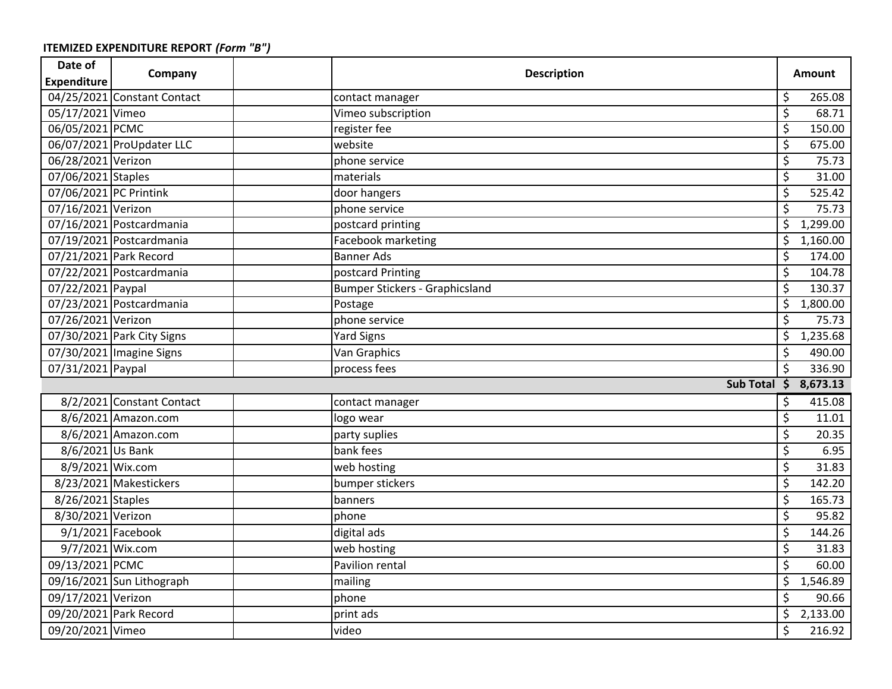**ITEMIZED EXPENDITURE REPORT** ***(Form "B")***

| Date of Expenditure | Company | | Description | Amount |
|---|---|---|---|---|
| 04/25/2021 | Constant Contact | | contact manager | $ 265.08 |
| 05/17/2021 | Vimeo | | Vimeo subscription | $ 68.71 |
| 06/05/2021 | PCMC | | register fee | $ 150.00 |
| 06/07/2021 | ProUpdater LLC | | website | $ 675.00 |
| 06/28/2021 | Verizon | | phone service | $ 75.73 |
| 07/06/2021 | Staples | | materials | $ 31.00 |
| 07/06/2021 | PC Printink | | door hangers | $ 525.42 |
| 07/16/2021 | Verizon | | phone service | $ 75.73 |
| 07/16/2021 | Postcardmania | | postcard printing | $ 1,299.00 |
| 07/19/2021 | Postcardmania | | Facebook marketing | $ 1,160.00 |
| 07/21/2021 | Park Record | | Banner Ads | $ 174.00 |
| 07/22/2021 | Postcardmania | | postcard Printing | $ 104.78 |
| 07/22/2021 | Paypal | | Bumper Stickers - Graphicsland | $ 130.37 |
| 07/23/2021 | Postcardmania | | Postage | $ 1,800.00 |
| 07/26/2021 | Verizon | | phone service | $ 75.73 |
| 07/30/2021 | Park City Signs | | Yard Signs | $ 1,235.68 |
| 07/30/2021 | Imagine Signs | | Van Graphics | $ 490.00 |
| 07/31/2021 | Paypal | | process fees | $ 336.90 |
| | | | **Sub Total** | **$ 8,673.13** |
| 8/2/2021 | Constant Contact | | contact manager | $ 415.08 |
| 8/6/2021 | Amazon.com | | logo wear | $ 11.01 |
| 8/6/2021 | Amazon.com | | party suplies | $ 20.35 |
| 8/6/2021 | Us Bank | | bank fees | $ 6.95 |
| 8/9/2021 | Wix.com | | web hosting | $ 31.83 |
| 8/23/2021 | Makestickers | | bumper stickers | $ 142.20 |
| 8/26/2021 | Staples | | banners | $ 165.73 |
| 8/30/2021 | Verizon | | phone | $ 95.82 |
| 9/1/2021 | Facebook | | digital ads | $ 144.26 |
| 9/7/2021 | Wix.com | | web hosting | $ 31.83 |
| 09/13/2021 | PCMC | | Pavilion rental | $ 60.00 |
| 09/16/2021 | Sun Lithograph | | mailing | $ 1,546.89 |
| 09/17/2021 | Verizon | | phone | $ 90.66 |
| 09/20/2021 | Park Record | | print ads | $ 2,133.00 |
| 09/20/2021 | Vimeo | | video | $ 216.92 |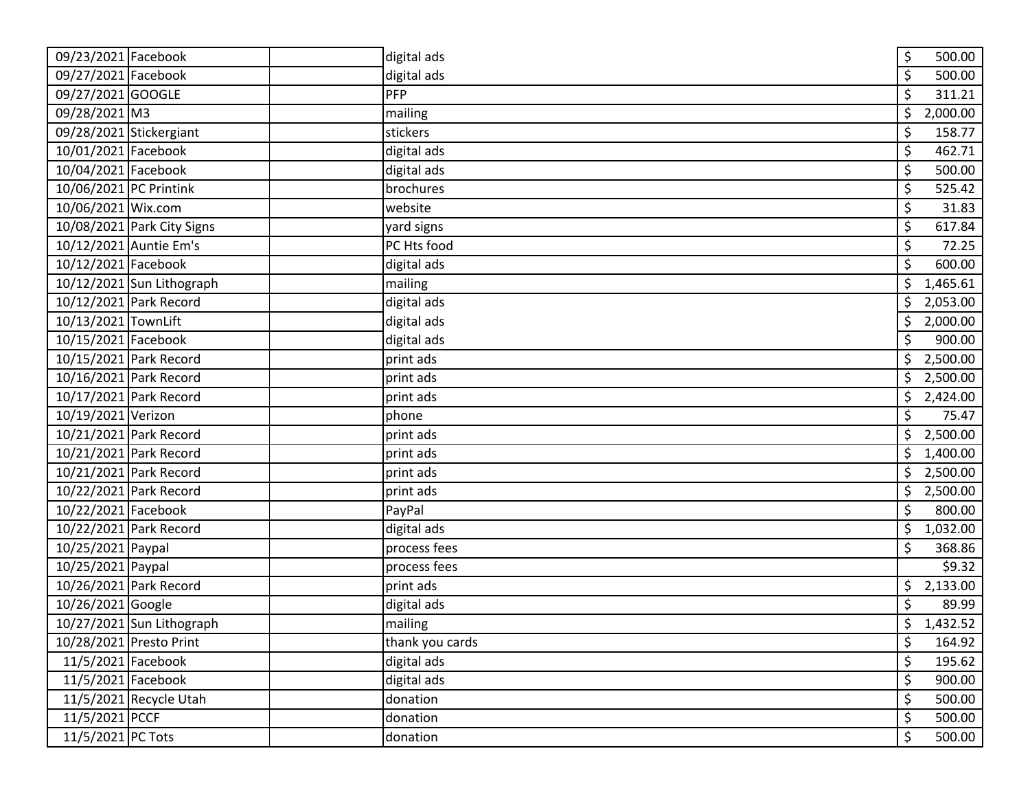| | | | | |
|---|---|---|---|---|
| 09/23/2021 | Facebook | | digital ads | $ 500.00 |
| 09/27/2021 | Facebook | | digital ads | $ 500.00 |
| 09/27/2021 | GOOGLE | | PFP | $ 311.21 |
| 09/28/2021 | M3 | | mailing | $ 2,000.00 |
| 09/28/2021 | Stickergiant | | stickers | $ 158.77 |
| 10/01/2021 | Facebook | | digital ads | $ 462.71 |
| 10/04/2021 | Facebook | | digital ads | $ 500.00 |
| 10/06/2021 | PC Printink | | brochures | $ 525.42 |
| 10/06/2021 | Wix.com | | website | $ 31.83 |
| 10/08/2021 | Park City Signs | | yard signs | $ 617.84 |
| 10/12/2021 | Auntie Em's | | PC Hts food | $ 72.25 |
| 10/12/2021 | Facebook | | digital ads | $ 600.00 |
| 10/12/2021 | Sun Lithograph | | mailing | $ 1,465.61 |
| 10/12/2021 | Park Record | | digital ads | $ 2,053.00 |
| 10/13/2021 | TownLift | | digital ads | $ 2,000.00 |
| 10/15/2021 | Facebook | | digital ads | $ 900.00 |
| 10/15/2021 | Park Record | | print ads | $ 2,500.00 |
| 10/16/2021 | Park Record | | print ads | $ 2,500.00 |
| 10/17/2021 | Park Record | | print ads | $ 2,424.00 |
| 10/19/2021 | Verizon | | phone | $ 75.47 |
| 10/21/2021 | Park Record | | print ads | $ 2,500.00 |
| 10/21/2021 | Park Record | | print ads | $ 1,400.00 |
| 10/21/2021 | Park Record | | print ads | $ 2,500.00 |
| 10/22/2021 | Park Record | | print ads | $ 2,500.00 |
| 10/22/2021 | Facebook | | PayPal | $ 800.00 |
| 10/22/2021 | Park Record | | digital ads | $ 1,032.00 |
| 10/25/2021 | Paypal | | process fees | $ 368.86 |
| 10/25/2021 | Paypal | | process fees | $9.32 |
| 10/26/2021 | Park Record | | print ads | $ 2,133.00 |
| 10/26/2021 | Google | | digital ads | $ 89.99 |
| 10/27/2021 | Sun Lithograph | | mailing | $ 1,432.52 |
| 10/28/2021 | Presto Print | | thank you cards | $ 164.92 |
| 11/5/2021 | Facebook | | digital ads | $ 195.62 |
| 11/5/2021 | Facebook | | digital ads | $ 900.00 |
| 11/5/2021 | Recycle Utah | | donation | $ 500.00 |
| 11/5/2021 | PCCF | | donation | $ 500.00 |
| 11/5/2021 | PC Tots | | donation | $ 500.00 |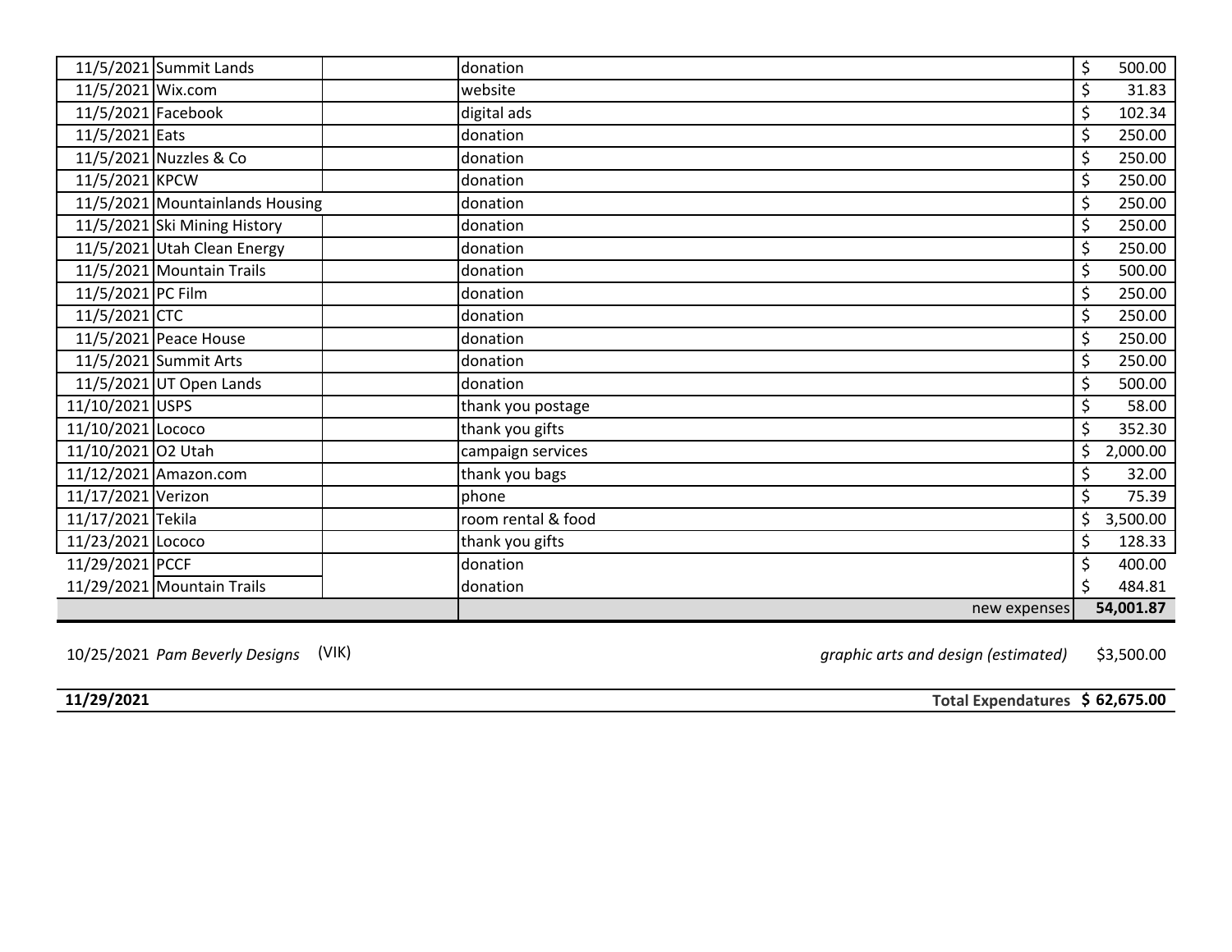| | | | | |
|---|---|---|---|---|
| 11/5/2021 | Summit Lands | | donation | $ 500.00 |
| 11/5/2021 | Wix.com | | website | $ 31.83 |
| 11/5/2021 | Facebook | | digital ads | $ 102.34 |
| 11/5/2021 | Eats | | donation | $ 250.00 |
| 11/5/2021 | Nuzzles & Co | | donation | $ 250.00 |
| 11/5/2021 | KPCW | | donation | $ 250.00 |
| 11/5/2021 | Mountainlands Housing | | donation | $ 250.00 |
| 11/5/2021 | Ski Mining History | | donation | $ 250.00 |
| 11/5/2021 | Utah Clean Energy | | donation | $ 250.00 |
| 11/5/2021 | Mountain Trails | | donation | $ 500.00 |
| 11/5/2021 | PC Film | | donation | $ 250.00 |
| 11/5/2021 | CTC | | donation | $ 250.00 |
| 11/5/2021 | Peace House | | donation | $ 250.00 |
| 11/5/2021 | Summit Arts | | donation | $ 250.00 |
| 11/5/2021 | UT Open Lands | | donation | $ 500.00 |
| 11/10/2021 | USPS | | thank you postage | $ 58.00 |
| 11/10/2021 | Lococo | | thank you gifts | $ 352.30 |
| 11/10/2021 | O2 Utah | | campaign services | $ 2,000.00 |
| 11/12/2021 | Amazon.com | | thank you bags | $ 32.00 |
| 11/17/2021 | Verizon | | phone | $ 75.39 |
| 11/17/2021 | Tekila | | room rental & food | $ 3,500.00 |
| 11/23/2021 | Lococo | | thank you gifts | $ 128.33 |
| 11/29/2021 | PCCF | | donation | $ 400.00 |
| 11/29/2021 | Mountain Trails | | donation | $ 484.81 |
| | | | new expenses | **54,001.87** |

| | | | | |
|---|---|---|---|---|
| 10/25/2021 | *Pam Beverly Designs* | (VIK) | *graphic arts and design (estimated)* | $3,500.00 |
| **11/29/2021** | | | **Total Expendatures** | **$ 62,675.00** |